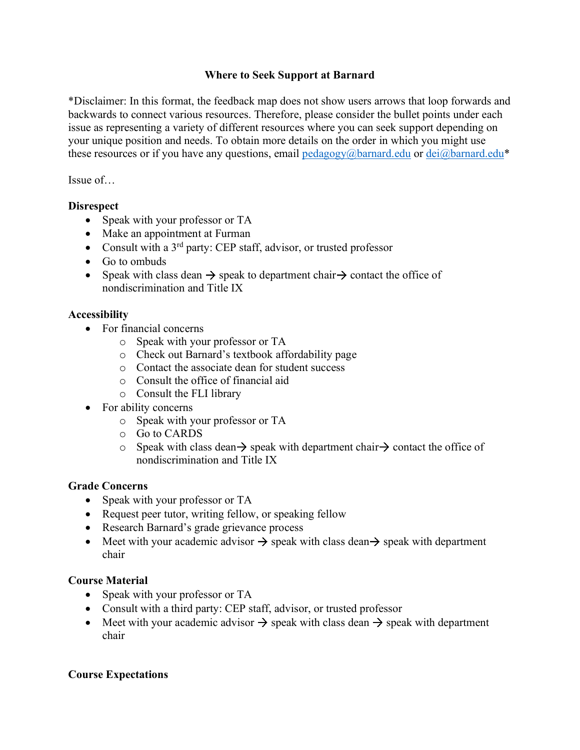# Where to Seek Support at Barnard

*Disclaimer: In this format, the feedback map does not show users arrows that loop forwards and backwards to connect various resources. Therefore, please consider the bullet points under each issue as representing a variety of different resources where you can seek support depending on your unique position and needs. To obtain more details on the order in which you might use these resources or if you have any questions, email [pedagogy@barnard.edu](mailto:pedagogy@barnard.edu) or [dei@barnard.edu](mailto:dei@barnard.edu)*

Issue of…

**Disrespect**

- Speak with your professor or TA
- Make an appointment at Furman
- Consult with a 3rd party: CEP staff, advisor, or trusted professor
- Go to ombuds
- Speak with class dean → speak to department chair→ contact the office of nondiscrimination and Title IX

**Accessibility**

- For financial concerns
  - Speak with your professor or TA
  - Check out Barnard's textbook affordability page
  - Contact the associate dean for student success
  - Consult the office of financial aid
  - Consult the FLI library
- For ability concerns
  - Speak with your professor or TA
  - Go to CARDS
  - Speak with class dean→ speak with department chair→ contact the office of nondiscrimination and Title IX

**Grade Concerns**

- Speak with your professor or TA
- Request peer tutor, writing fellow, or speaking fellow
- Research Barnard's grade grievance process
- Meet with your academic advisor → speak with class dean→ speak with department chair

**Course Material**

- Speak with your professor or TA
- Consult with a third party: CEP staff, advisor, or trusted professor
- Meet with your academic advisor → speak with class dean → speak with department chair

**Course Expectations**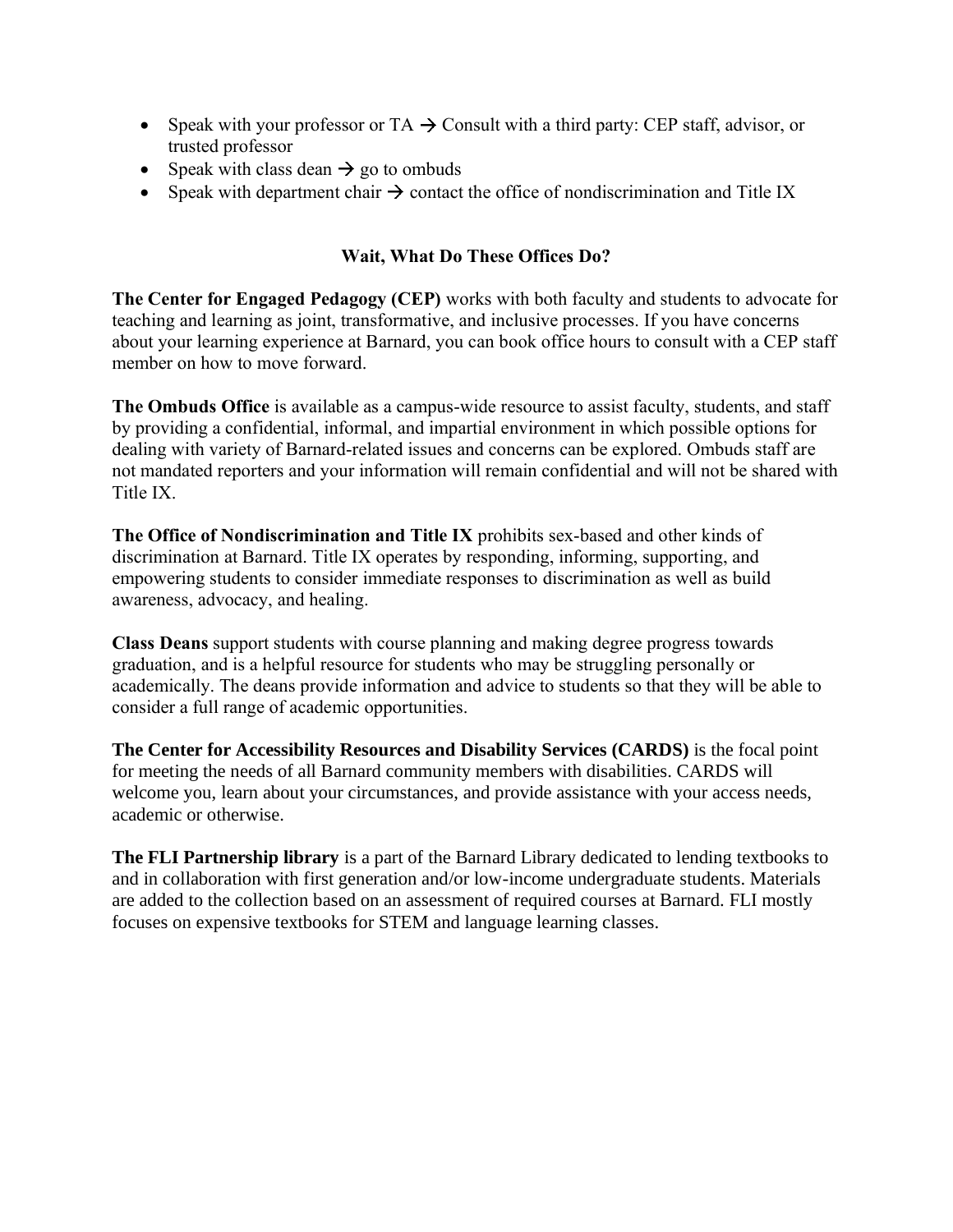- Speak with your professor or TA → Consult with a third party: CEP staff, advisor, or trusted professor
- Speak with class dean → go to ombuds
- Speak with department chair → contact the office of nondiscrimination and Title IX

## Wait, What Do These Offices Do?

**The Center for Engaged Pedagogy (CEP)** works with both faculty and students to advocate for teaching and learning as joint, transformative, and inclusive processes. If you have concerns about your learning experience at Barnard, you can book office hours to consult with a CEP staff member on how to move forward.

**The Ombuds Office** is available as a campus-wide resource to assist faculty, students, and staff by providing a confidential, informal, and impartial environment in which possible options for dealing with variety of Barnard-related issues and concerns can be explored. Ombuds staff are not mandated reporters and your information will remain confidential and will not be shared with Title IX.

**The Office of Nondiscrimination and Title IX** prohibits sex-based and other kinds of discrimination at Barnard. Title IX operates by responding, informing, supporting, and empowering students to consider immediate responses to discrimination as well as build awareness, advocacy, and healing.

**Class Deans** support students with course planning and making degree progress towards graduation, and is a helpful resource for students who may be struggling personally or academically. The deans provide information and advice to students so that they will be able to consider a full range of academic opportunities.

**The Center for Accessibility Resources and Disability Services (CARDS)** is the focal point for meeting the needs of all Barnard community members with disabilities. CARDS will welcome you, learn about your circumstances, and provide assistance with your access needs, academic or otherwise.

**The FLI Partnership library** is a part of the Barnard Library dedicated to lending textbooks to and in collaboration with first generation and/or low-income undergraduate students. Materials are added to the collection based on an assessment of required courses at Barnard. FLI mostly focuses on expensive textbooks for STEM and language learning classes.